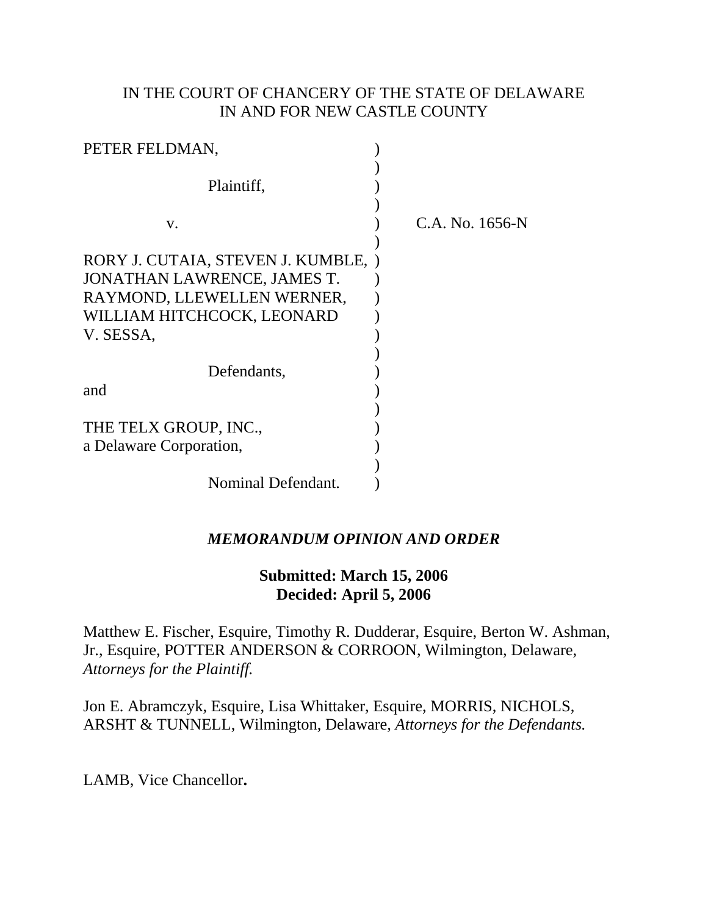IN THE COURT OF CHANCERY OF THE STATE OF DELAWARE
IN AND FOR NEW CASTLE COUNTY

PETER FELDMAN,

Plaintiff,

v.

RORY J. CUTAIA, STEVEN J. KUMBLE, JONATHAN LAWRENCE, JAMES T. RAYMOND, LLEWELLEN WERNER, WILLIAM HITCHCOCK, LEONARD V. SESSA,

Defendants,

and

THE TELX GROUP, INC., a Delaware Corporation,

Nominal Defendant.

C.A. No. 1656-N

***MEMORANDUM OPINION AND ORDER***

**Submitted: March 15, 2006**
**Decided: April 5, 2006**

Matthew E. Fischer, Esquire, Timothy R. Dudderar, Esquire, Berton W. Ashman, Jr., Esquire, POTTER ANDERSON & CORROON, Wilmington, Delaware, *Attorneys for the Plaintiff.*

Jon E. Abramczyk, Esquire, Lisa Whittaker, Esquire, MORRIS, NICHOLS, ARSHT & TUNNELL, Wilmington, Delaware, *Attorneys for the Defendants.*

LAMB, Vice Chancellor**.**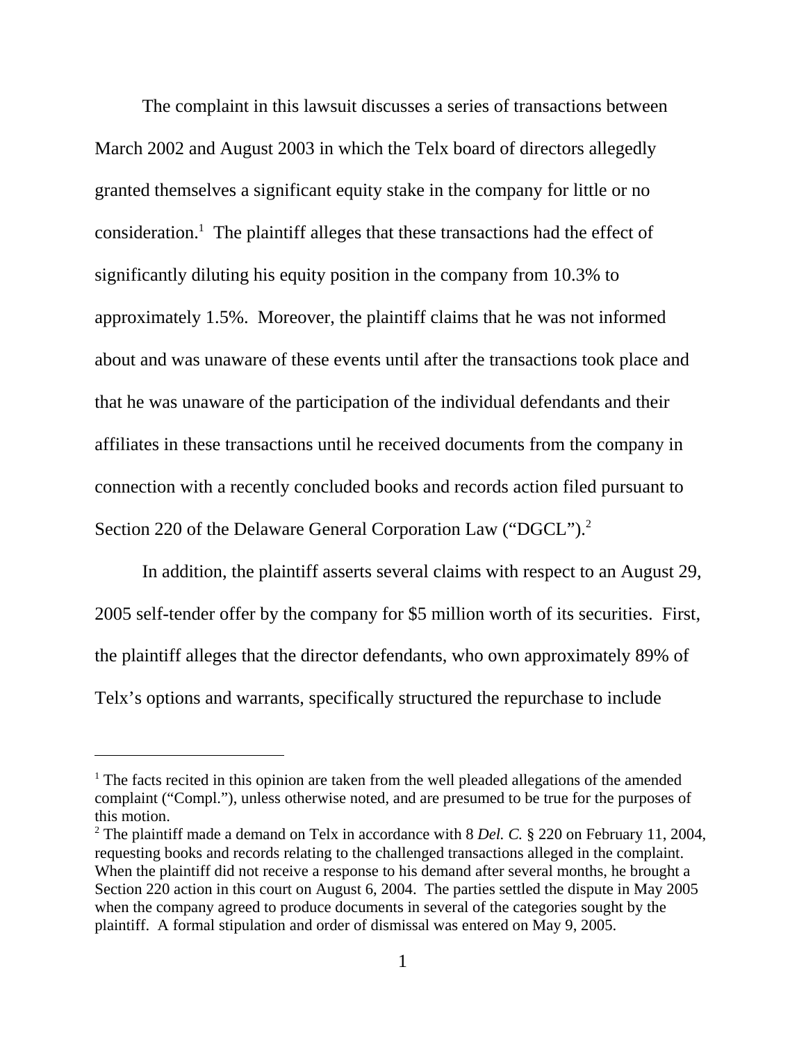The complaint in this lawsuit discusses a series of transactions between March 2002 and August 2003 in which the Telx board of directors allegedly granted themselves a significant equity stake in the company for little or no consideration.[1] The plaintiff alleges that these transactions had the effect of significantly diluting his equity position in the company from 10.3% to approximately 1.5%. Moreover, the plaintiff claims that he was not informed about and was unaware of these events until after the transactions took place and that he was unaware of the participation of the individual defendants and their affiliates in these transactions until he received documents from the company in connection with a recently concluded books and records action filed pursuant to Section 220 of the Delaware General Corporation Law ("DGCL").[2]

In addition, the plaintiff asserts several claims with respect to an August 29, 2005 self-tender offer by the company for $5 million worth of its securities. First, the plaintiff alleges that the director defendants, who own approximately 89% of Telx's options and warrants, specifically structured the repurchase to include

---

[1] The facts recited in this opinion are taken from the well pleaded allegations of the amended complaint ("Compl."), unless otherwise noted, and are presumed to be true for the purposes of this motion.

[2] The plaintiff made a demand on Telx in accordance with 8 *Del. C.* § 220 on February 11, 2004, requesting books and records relating to the challenged transactions alleged in the complaint. When the plaintiff did not receive a response to his demand after several months, he brought a Section 220 action in this court on August 6, 2004. The parties settled the dispute in May 2005 when the company agreed to produce documents in several of the categories sought by the plaintiff. A formal stipulation and order of dismissal was entered on May 9, 2005.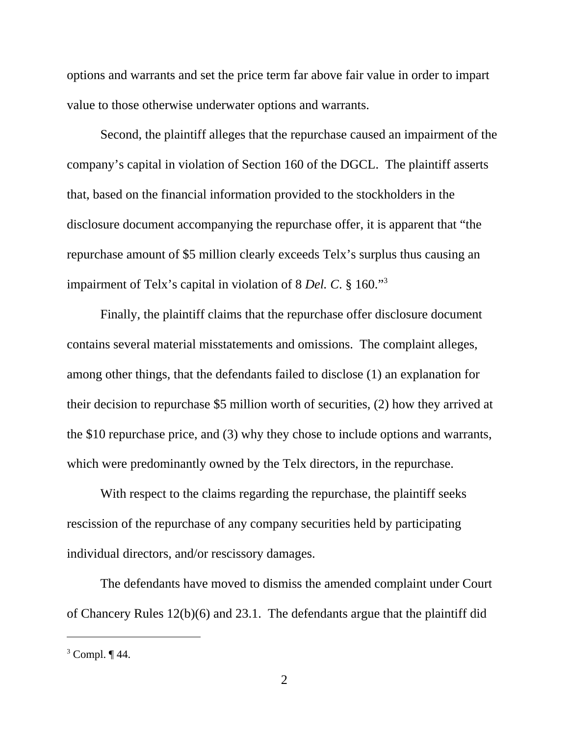options and warrants and set the price term far above fair value in order to impart value to those otherwise underwater options and warrants.

Second, the plaintiff alleges that the repurchase caused an impairment of the company's capital in violation of Section 160 of the DGCL. The plaintiff asserts that, based on the financial information provided to the stockholders in the disclosure document accompanying the repurchase offer, it is apparent that "the repurchase amount of $5 million clearly exceeds Telx's surplus thus causing an impairment of Telx's capital in violation of 8 *Del. C*. § 160."[3]

Finally, the plaintiff claims that the repurchase offer disclosure document contains several material misstatements and omissions. The complaint alleges, among other things, that the defendants failed to disclose (1) an explanation for their decision to repurchase $5 million worth of securities, (2) how they arrived at the $10 repurchase price, and (3) why they chose to include options and warrants, which were predominantly owned by the Telx directors, in the repurchase.

With respect to the claims regarding the repurchase, the plaintiff seeks rescission of the repurchase of any company securities held by participating individual directors, and/or rescissory damages.

The defendants have moved to dismiss the amended complaint under Court of Chancery Rules 12(b)(6) and 23.1. The defendants argue that the plaintiff did

---

[3] Compl. ¶ 44.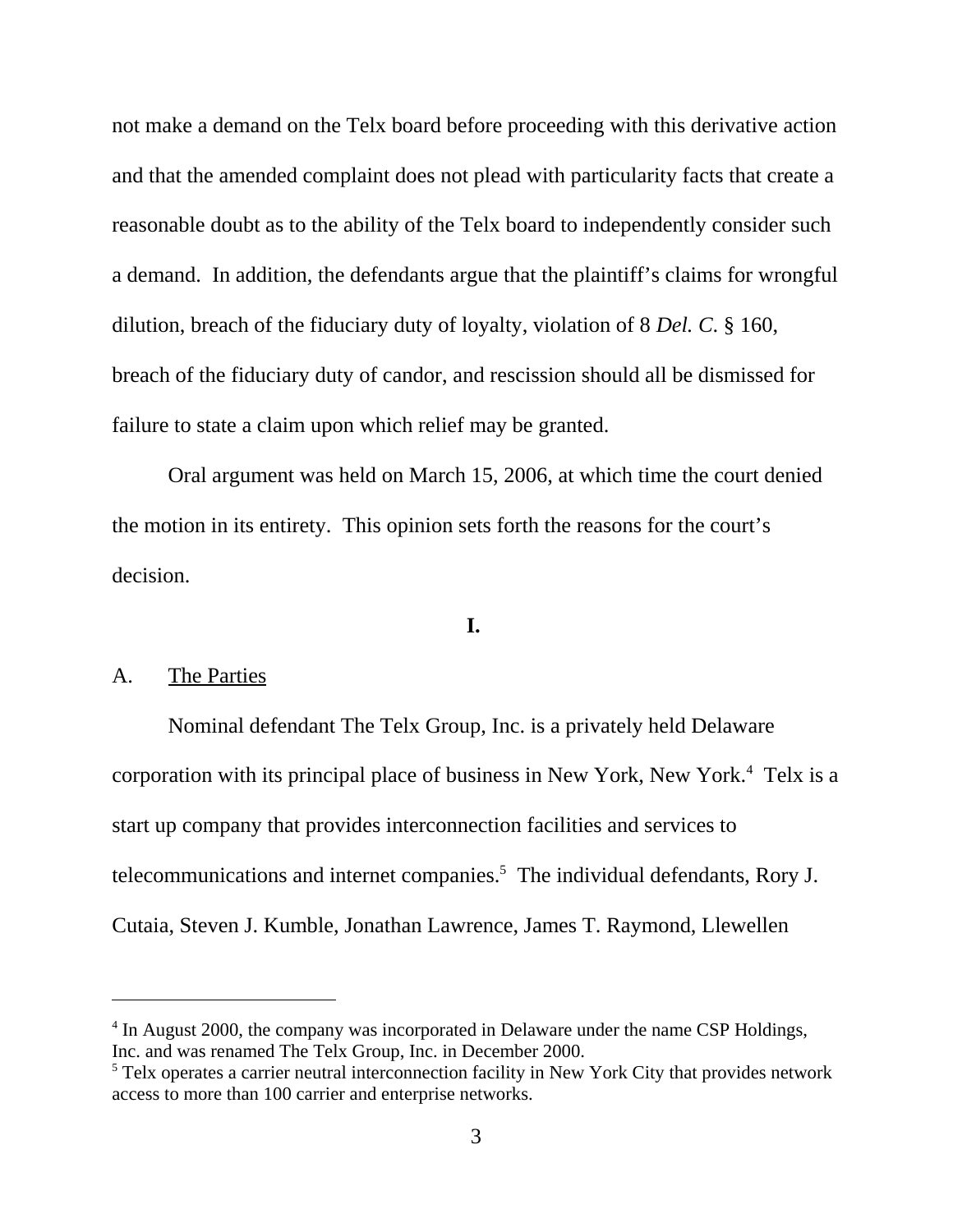not make a demand on the Telx board before proceeding with this derivative action and that the amended complaint does not plead with particularity facts that create a reasonable doubt as to the ability of the Telx board to independently consider such a demand. In addition, the defendants argue that the plaintiff's claims for wrongful dilution, breach of the fiduciary duty of loyalty, violation of 8 *Del. C.* § 160, breach of the fiduciary duty of candor, and rescission should all be dismissed for failure to state a claim upon which relief may be granted.

Oral argument was held on March 15, 2006, at which time the court denied the motion in its entirety. This opinion sets forth the reasons for the court's decision.

**I.**

A. <u>The Parties</u>

Nominal defendant The Telx Group, Inc. is a privately held Delaware corporation with its principal place of business in New York, New York.[4] Telx is a start up company that provides interconnection facilities and services to telecommunications and internet companies.[5] The individual defendants, Rory J. Cutaia, Steven J. Kumble, Jonathan Lawrence, James T. Raymond, Llewellen

---

[4] In August 2000, the company was incorporated in Delaware under the name CSP Holdings, Inc. and was renamed The Telx Group, Inc. in December 2000.

[5] Telx operates a carrier neutral interconnection facility in New York City that provides network access to more than 100 carrier and enterprise networks.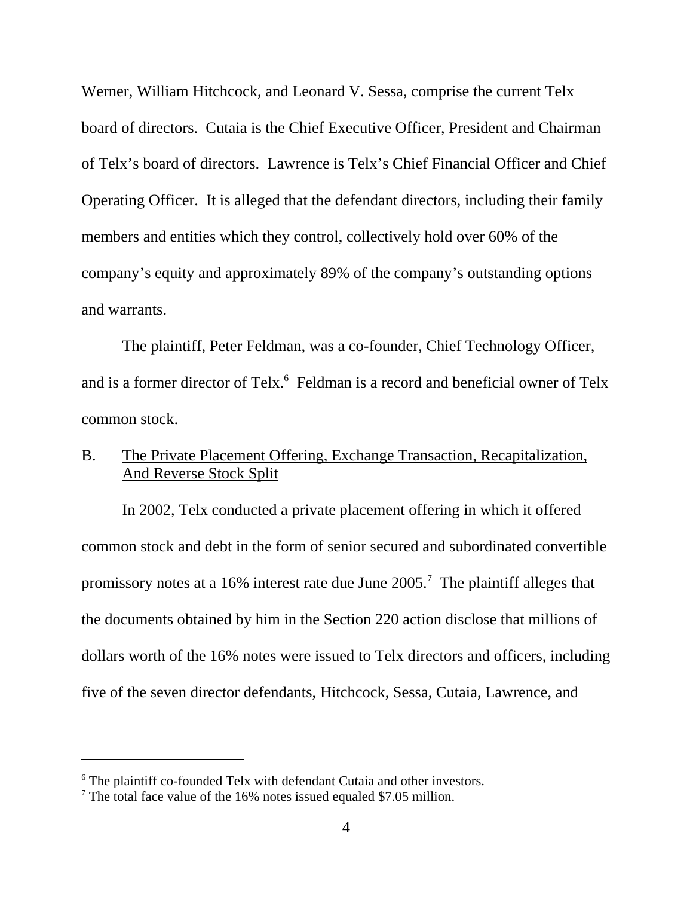Werner, William Hitchcock, and Leonard V. Sessa, comprise the current Telx board of directors. Cutaia is the Chief Executive Officer, President and Chairman of Telx's board of directors. Lawrence is Telx's Chief Financial Officer and Chief Operating Officer. It is alleged that the defendant directors, including their family members and entities which they control, collectively hold over 60% of the company's equity and approximately 89% of the company's outstanding options and warrants.

The plaintiff, Peter Feldman, was a co-founder, Chief Technology Officer, and is a former director of Telx.[6] Feldman is a record and beneficial owner of Telx common stock.

### B. The Private Placement Offering, Exchange Transaction, Recapitalization, And Reverse Stock Split

In 2002, Telx conducted a private placement offering in which it offered common stock and debt in the form of senior secured and subordinated convertible promissory notes at a 16% interest rate due June 2005.[7] The plaintiff alleges that the documents obtained by him in the Section 220 action disclose that millions of dollars worth of the 16% notes were issued to Telx directors and officers, including five of the seven director defendants, Hitchcock, Sessa, Cutaia, Lawrence, and

---

[6] The plaintiff co-founded Telx with defendant Cutaia and other investors.

[7] The total face value of the 16% notes issued equaled $7.05 million.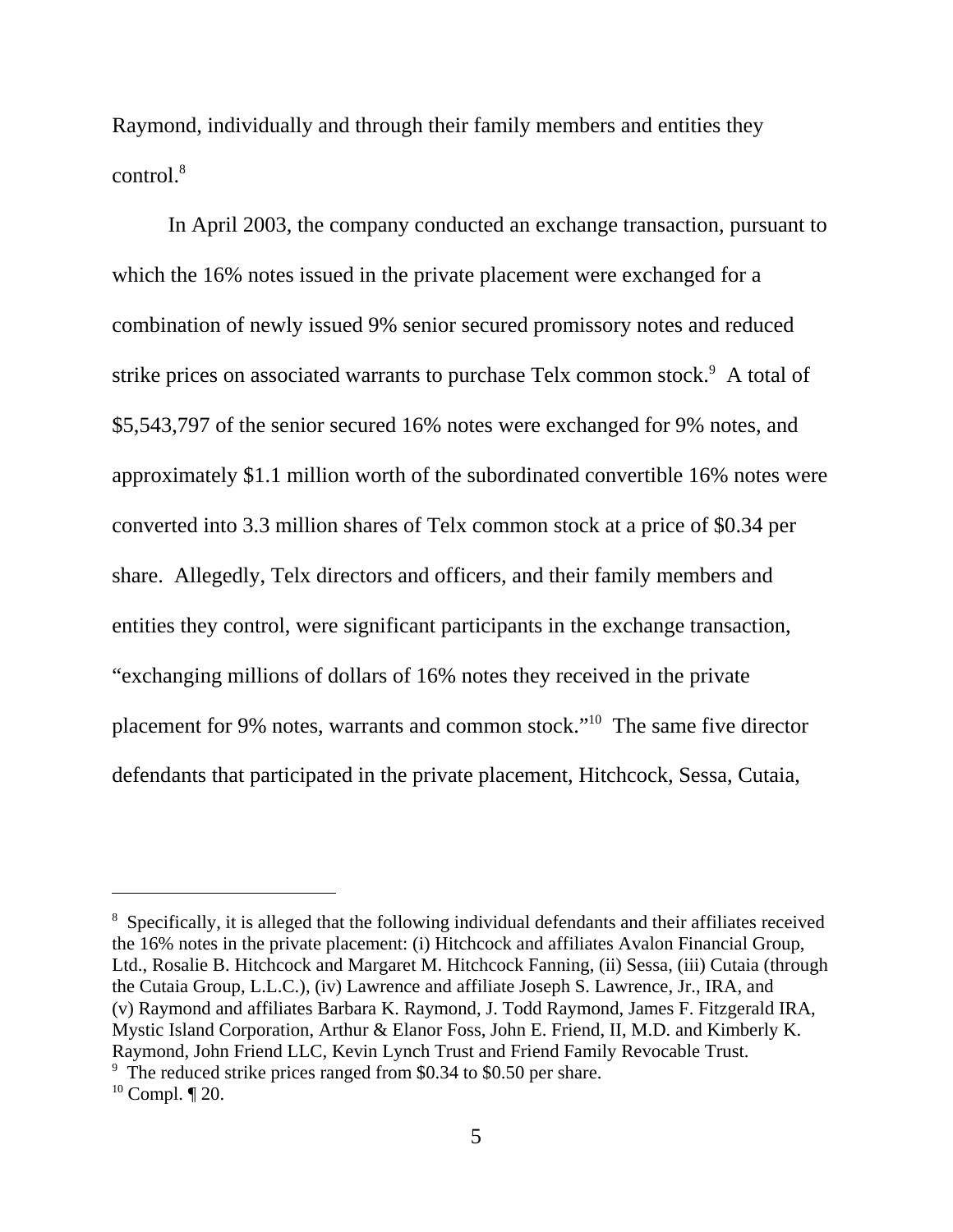Raymond, individually and through their family members and entities they control.[8]

In April 2003, the company conducted an exchange transaction, pursuant to which the 16% notes issued in the private placement were exchanged for a combination of newly issued 9% senior secured promissory notes and reduced strike prices on associated warrants to purchase Telx common stock.[9] A total of $5,543,797 of the senior secured 16% notes were exchanged for 9% notes, and approximately $1.1 million worth of the subordinated convertible 16% notes were converted into 3.3 million shares of Telx common stock at a price of $0.34 per share. Allegedly, Telx directors and officers, and their family members and entities they control, were significant participants in the exchange transaction, "exchanging millions of dollars of 16% notes they received in the private placement for 9% notes, warrants and common stock."[10] The same five director defendants that participated in the private placement, Hitchcock, Sessa, Cutaia,

---

[8] Specifically, it is alleged that the following individual defendants and their affiliates received the 16% notes in the private placement: (i) Hitchcock and affiliates Avalon Financial Group, Ltd., Rosalie B. Hitchcock and Margaret M. Hitchcock Fanning, (ii) Sessa, (iii) Cutaia (through the Cutaia Group, L.L.C.), (iv) Lawrence and affiliate Joseph S. Lawrence, Jr., IRA, and (v) Raymond and affiliates Barbara K. Raymond, J. Todd Raymond, James F. Fitzgerald IRA, Mystic Island Corporation, Arthur & Elanor Foss, John E. Friend, II, M.D. and Kimberly K. Raymond, John Friend LLC, Kevin Lynch Trust and Friend Family Revocable Trust.

[9] The reduced strike prices ranged from $0.34 to $0.50 per share.

[10] Compl. ¶ 20.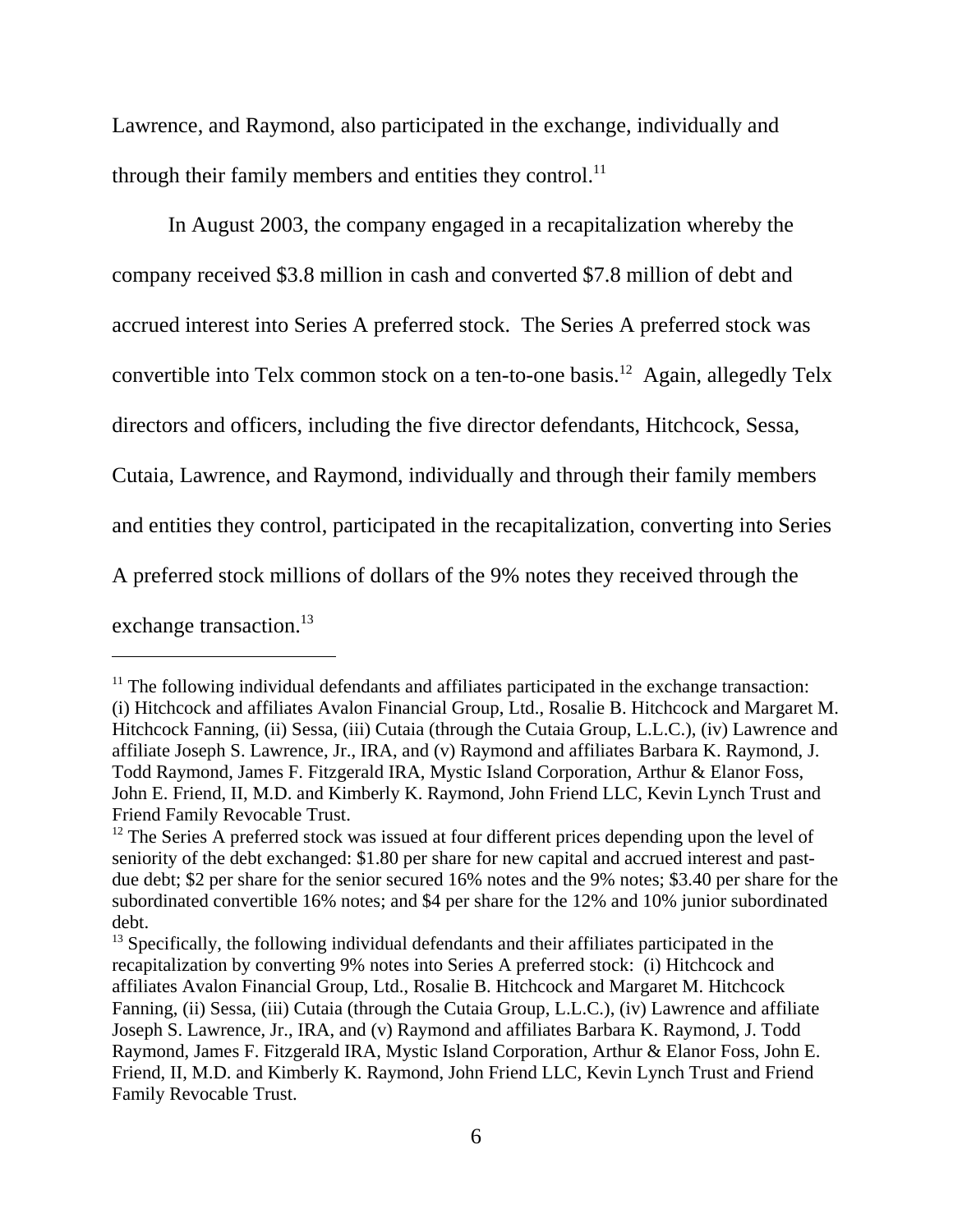Lawrence, and Raymond, also participated in the exchange, individually and through their family members and entities they control.[11]

In August 2003, the company engaged in a recapitalization whereby the company received $3.8 million in cash and converted $7.8 million of debt and accrued interest into Series A preferred stock. The Series A preferred stock was convertible into Telx common stock on a ten-to-one basis.[12] Again, allegedly Telx directors and officers, including the five director defendants, Hitchcock, Sessa, Cutaia, Lawrence, and Raymond, individually and through their family members and entities they control, participated in the recapitalization, converting into Series A preferred stock millions of dollars of the 9% notes they received through the exchange transaction.[13]

---

[11] The following individual defendants and affiliates participated in the exchange transaction: (i) Hitchcock and affiliates Avalon Financial Group, Ltd., Rosalie B. Hitchcock and Margaret M. Hitchcock Fanning, (ii) Sessa, (iii) Cutaia (through the Cutaia Group, L.L.C.), (iv) Lawrence and affiliate Joseph S. Lawrence, Jr., IRA, and (v) Raymond and affiliates Barbara K. Raymond, J. Todd Raymond, James F. Fitzgerald IRA, Mystic Island Corporation, Arthur & Elanor Foss, John E. Friend, II, M.D. and Kimberly K. Raymond, John Friend LLC, Kevin Lynch Trust and Friend Family Revocable Trust.

[12] The Series A preferred stock was issued at four different prices depending upon the level of seniority of the debt exchanged: $1.80 per share for new capital and accrued interest and past-due debt; $2 per share for the senior secured 16% notes and the 9% notes; $3.40 per share for the subordinated convertible 16% notes; and $4 per share for the 12% and 10% junior subordinated debt.

[13] Specifically, the following individual defendants and their affiliates participated in the recapitalization by converting 9% notes into Series A preferred stock: (i) Hitchcock and affiliates Avalon Financial Group, Ltd., Rosalie B. Hitchcock and Margaret M. Hitchcock Fanning, (ii) Sessa, (iii) Cutaia (through the Cutaia Group, L.L.C.), (iv) Lawrence and affiliate Joseph S. Lawrence, Jr., IRA, and (v) Raymond and affiliates Barbara K. Raymond, J. Todd Raymond, James F. Fitzgerald IRA, Mystic Island Corporation, Arthur & Elanor Foss, John E. Friend, II, M.D. and Kimberly K. Raymond, John Friend LLC, Kevin Lynch Trust and Friend Family Revocable Trust.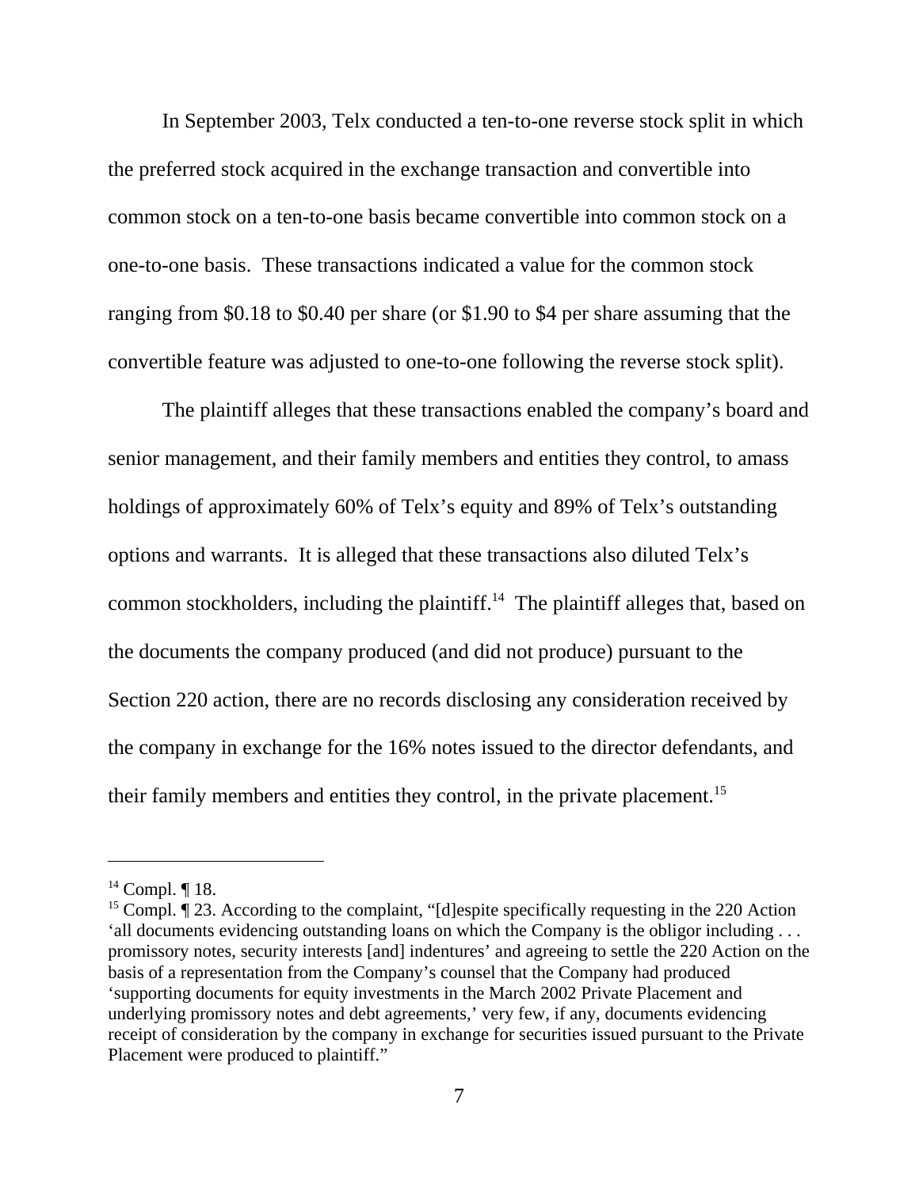In September 2003, Telx conducted a ten-to-one reverse stock split in which the preferred stock acquired in the exchange transaction and convertible into common stock on a ten-to-one basis became convertible into common stock on a one-to-one basis. These transactions indicated a value for the common stock ranging from $0.18 to $0.40 per share (or $1.90 to $4 per share assuming that the convertible feature was adjusted to one-to-one following the reverse stock split).

The plaintiff alleges that these transactions enabled the company's board and senior management, and their family members and entities they control, to amass holdings of approximately 60% of Telx's equity and 89% of Telx's outstanding options and warrants. It is alleged that these transactions also diluted Telx's common stockholders, including the plaintiff.[14] The plaintiff alleges that, based on the documents the company produced (and did not produce) pursuant to the Section 220 action, there are no records disclosing any consideration received by the company in exchange for the 16% notes issued to the director defendants, and their family members and entities they control, in the private placement.[15]

---

[14] Compl. ¶ 18.

[15] Compl. ¶ 23. According to the complaint, "[d]espite specifically requesting in the 220 Action 'all documents evidencing outstanding loans on which the Company is the obligor including . . . promissory notes, security interests [and] indentures' and agreeing to settle the 220 Action on the basis of a representation from the Company's counsel that the Company had produced 'supporting documents for equity investments in the March 2002 Private Placement and underlying promissory notes and debt agreements,' very few, if any, documents evidencing receipt of consideration by the company in exchange for securities issued pursuant to the Private Placement were produced to plaintiff."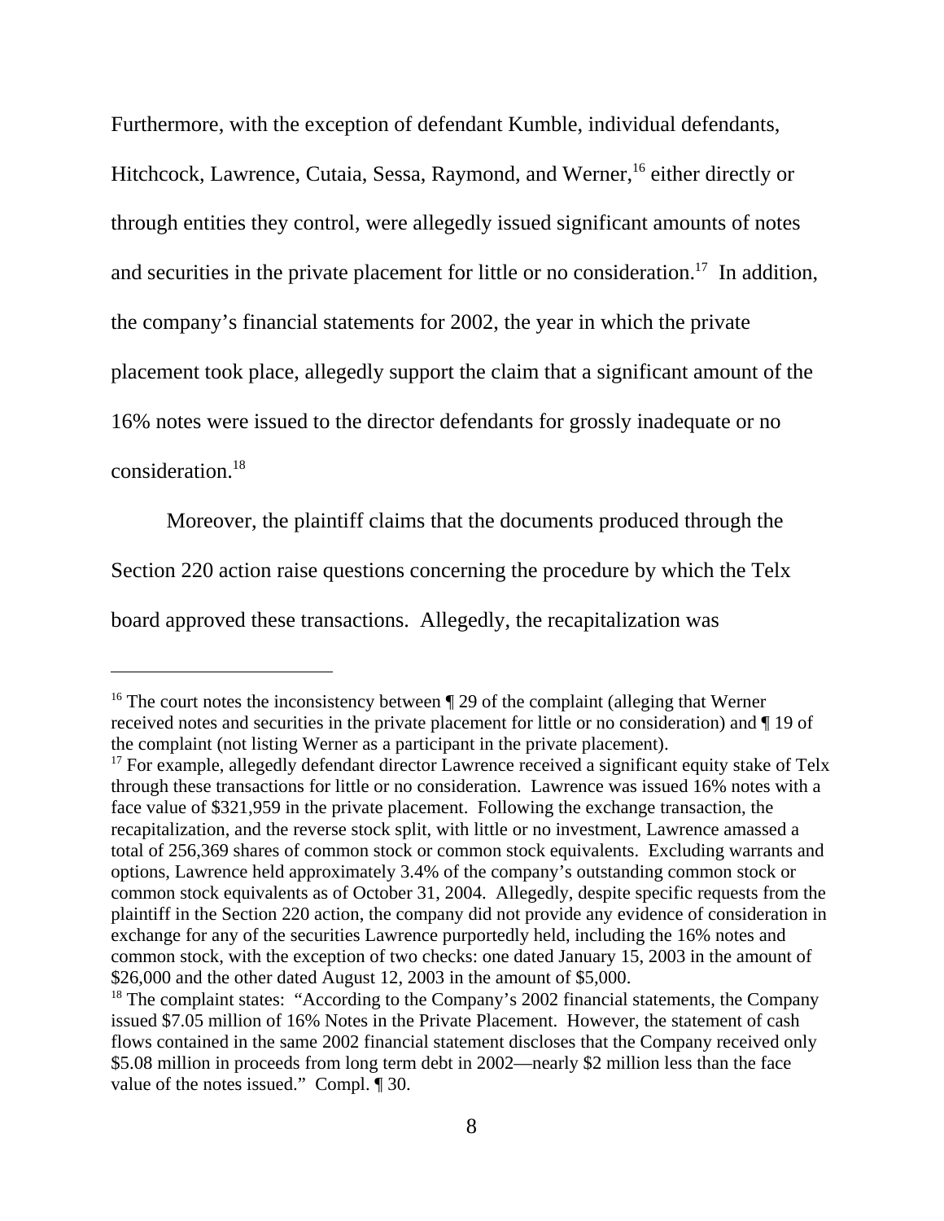Furthermore, with the exception of defendant Kumble, individual defendants, Hitchcock, Lawrence, Cutaia, Sessa, Raymond, and Werner,[16] either directly or through entities they control, were allegedly issued significant amounts of notes and securities in the private placement for little or no consideration.[17] In addition, the company's financial statements for 2002, the year in which the private placement took place, allegedly support the claim that a significant amount of the 16% notes were issued to the director defendants for grossly inadequate or no consideration.[18]

Moreover, the plaintiff claims that the documents produced through the Section 220 action raise questions concerning the procedure by which the Telx board approved these transactions. Allegedly, the recapitalization was

---

[16] The court notes the inconsistency between ¶ 29 of the complaint (alleging that Werner received notes and securities in the private placement for little or no consideration) and ¶ 19 of the complaint (not listing Werner as a participant in the private placement).

[17] For example, allegedly defendant director Lawrence received a significant equity stake of Telx through these transactions for little or no consideration. Lawrence was issued 16% notes with a face value of $321,959 in the private placement. Following the exchange transaction, the recapitalization, and the reverse stock split, with little or no investment, Lawrence amassed a total of 256,369 shares of common stock or common stock equivalents. Excluding warrants and options, Lawrence held approximately 3.4% of the company's outstanding common stock or common stock equivalents as of October 31, 2004. Allegedly, despite specific requests from the plaintiff in the Section 220 action, the company did not provide any evidence of consideration in exchange for any of the securities Lawrence purportedly held, including the 16% notes and common stock, with the exception of two checks: one dated January 15, 2003 in the amount of $26,000 and the other dated August 12, 2003 in the amount of $5,000.

[18] The complaint states: "According to the Company's 2002 financial statements, the Company issued $7.05 million of 16% Notes in the Private Placement. However, the statement of cash flows contained in the same 2002 financial statement discloses that the Company received only $5.08 million in proceeds from long term debt in 2002—nearly $2 million less than the face value of the notes issued." Compl. ¶ 30.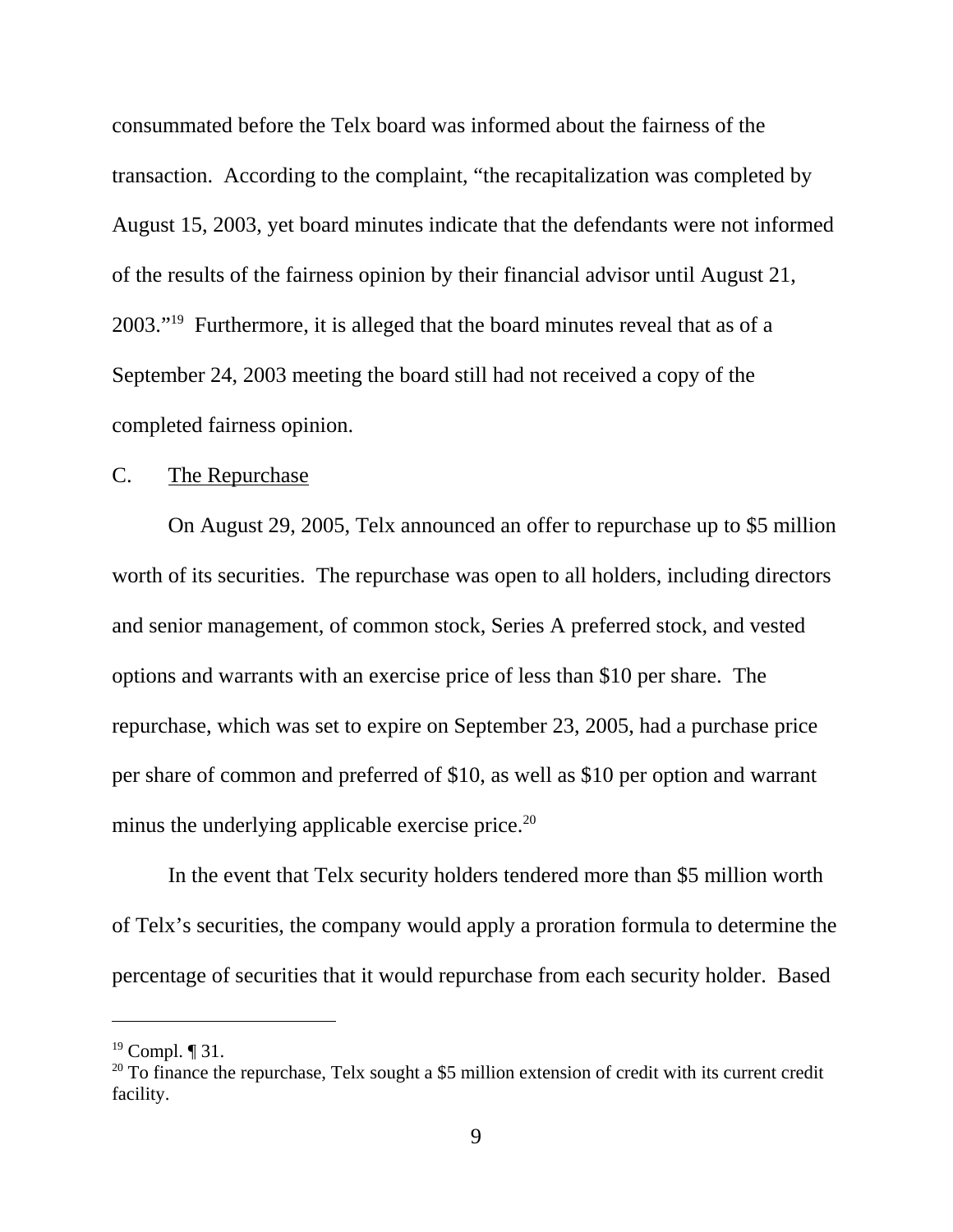consummated before the Telx board was informed about the fairness of the transaction. According to the complaint, "the recapitalization was completed by August 15, 2003, yet board minutes indicate that the defendants were not informed of the results of the fairness opinion by their financial advisor until August 21, 2003."[19] Furthermore, it is alleged that the board minutes reveal that as of a September 24, 2003 meeting the board still had not received a copy of the completed fairness opinion.

C. <u>The Repurchase</u>

On August 29, 2005, Telx announced an offer to repurchase up to $5 million worth of its securities. The repurchase was open to all holders, including directors and senior management, of common stock, Series A preferred stock, and vested options and warrants with an exercise price of less than $10 per share. The repurchase, which was set to expire on September 23, 2005, had a purchase price per share of common and preferred of $10, as well as $10 per option and warrant minus the underlying applicable exercise price.[20]

In the event that Telx security holders tendered more than $5 million worth of Telx's securities, the company would apply a proration formula to determine the percentage of securities that it would repurchase from each security holder. Based

---

[19] Compl. ¶ 31.

[20] To finance the repurchase, Telx sought a $5 million extension of credit with its current credit facility.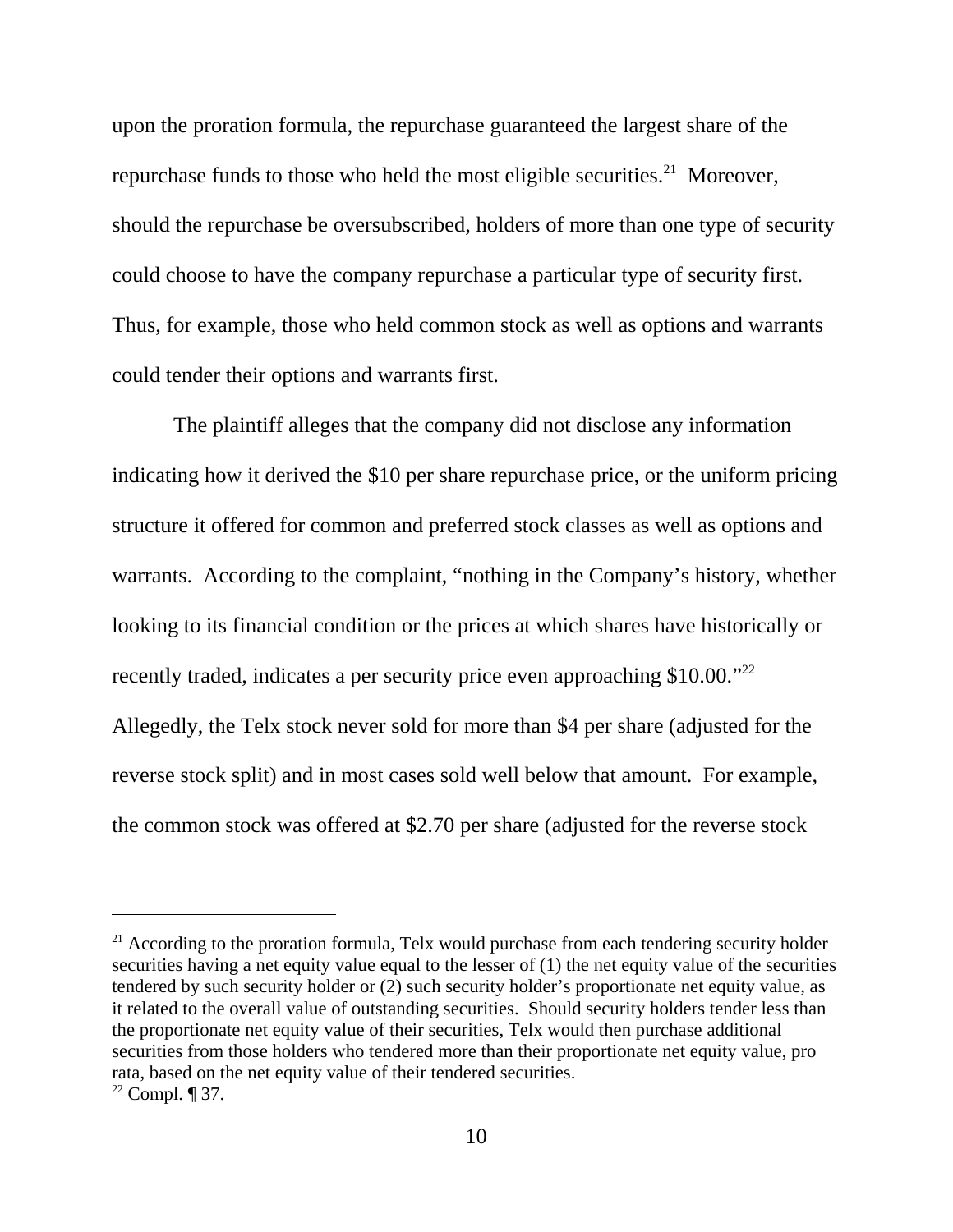upon the proration formula, the repurchase guaranteed the largest share of the repurchase funds to those who held the most eligible securities.[21] Moreover, should the repurchase be oversubscribed, holders of more than one type of security could choose to have the company repurchase a particular type of security first. Thus, for example, those who held common stock as well as options and warrants could tender their options and warrants first.

The plaintiff alleges that the company did not disclose any information indicating how it derived the $10 per share repurchase price, or the uniform pricing structure it offered for common and preferred stock classes as well as options and warrants. According to the complaint, "nothing in the Company's history, whether looking to its financial condition or the prices at which shares have historically or recently traded, indicates a per security price even approaching $10.00."[22] Allegedly, the Telx stock never sold for more than $4 per share (adjusted for the reverse stock split) and in most cases sold well below that amount. For example, the common stock was offered at $2.70 per share (adjusted for the reverse stock

---

[21] According to the proration formula, Telx would purchase from each tendering security holder securities having a net equity value equal to the lesser of (1) the net equity value of the securities tendered by such security holder or (2) such security holder's proportionate net equity value, as it related to the overall value of outstanding securities. Should security holders tender less than the proportionate net equity value of their securities, Telx would then purchase additional securities from those holders who tendered more than their proportionate net equity value, pro rata, based on the net equity value of their tendered securities.

[22] Compl. ¶ 37.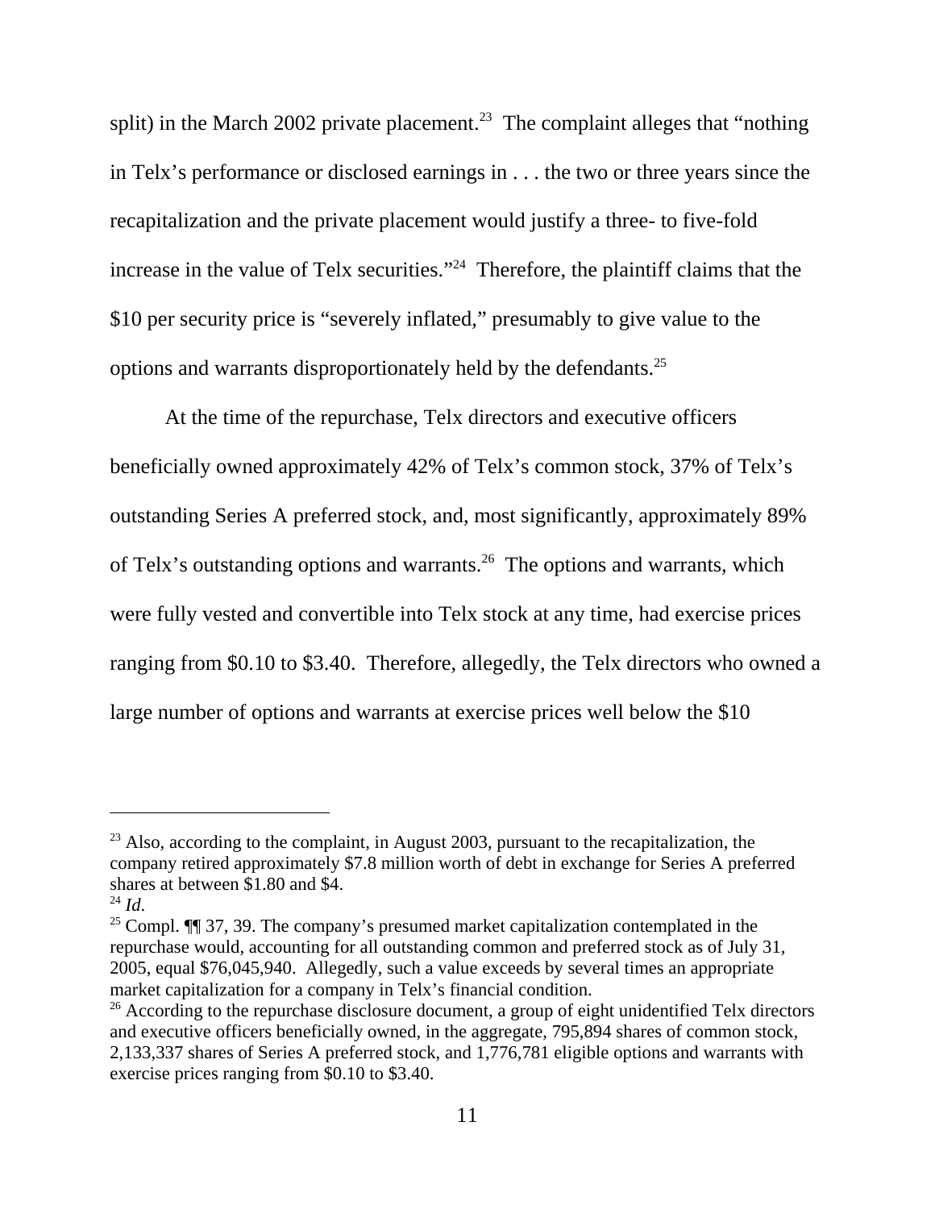split) in the March 2002 private placement.[23] The complaint alleges that "nothing in Telx's performance or disclosed earnings in . . . the two or three years since the recapitalization and the private placement would justify a three- to five-fold increase in the value of Telx securities."[24] Therefore, the plaintiff claims that the $10 per security price is "severely inflated," presumably to give value to the options and warrants disproportionately held by the defendants.[25]

At the time of the repurchase, Telx directors and executive officers beneficially owned approximately 42% of Telx's common stock, 37% of Telx's outstanding Series A preferred stock, and, most significantly, approximately 89% of Telx's outstanding options and warrants.[26] The options and warrants, which were fully vested and convertible into Telx stock at any time, had exercise prices ranging from $0.10 to $3.40. Therefore, allegedly, the Telx directors who owned a large number of options and warrants at exercise prices well below the $10

---

[23] Also, according to the complaint, in August 2003, pursuant to the recapitalization, the company retired approximately $7.8 million worth of debt in exchange for Series A preferred shares at between $1.80 and $4.

[24] *Id*.

[25] Compl. ¶¶ 37, 39. The company's presumed market capitalization contemplated in the repurchase would, accounting for all outstanding common and preferred stock as of July 31, 2005, equal 76,045,940. Allegedly, such a value exceeds by several times an appropriate market capitalization for a company in Telx's financial condition.

[26] According to the repurchase disclosure document, a group of eight unidentified Telx directors and executive officers beneficially owned, in the aggregate, 795,894 shares of common stock, 2,133,337 shares of Series A preferred stock, and 1,776,781 eligible options and warrants with exercise prices ranging from $0.10 to $3.40.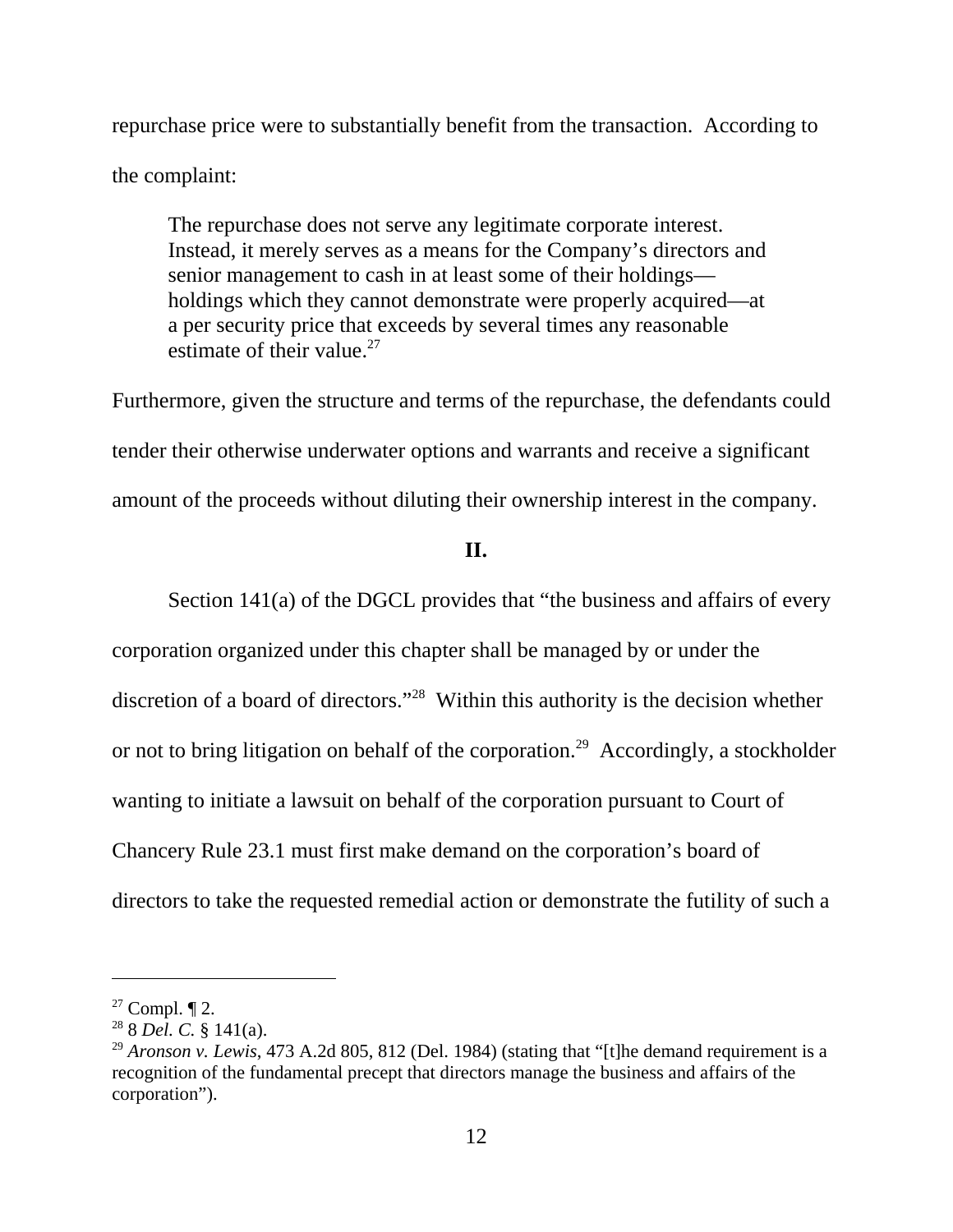repurchase price were to substantially benefit from the transaction. According to the complaint:

> The repurchase does not serve any legitimate corporate interest. Instead, it merely serves as a means for the Company's directors and senior management to cash in at least some of their holdings—holdings which they cannot demonstrate were properly acquired—at a per security price that exceeds by several times any reasonable estimate of their value.[27]

Furthermore, given the structure and terms of the repurchase, the defendants could tender their otherwise underwater options and warrants and receive a significant amount of the proceeds without diluting their ownership interest in the company.

## II.

Section 141(a) of the DGCL provides that "the business and affairs of every corporation organized under this chapter shall be managed by or under the discretion of a board of directors."[28] Within this authority is the decision whether or not to bring litigation on behalf of the corporation.[29] Accordingly, a stockholder wanting to initiate a lawsuit on behalf of the corporation pursuant to Court of Chancery Rule 23.1 must first make demand on the corporation's board of directors to take the requested remedial action or demonstrate the futility of such a

---

[27] Compl. ¶ 2.

[28] 8 *Del. C.* § 141(a).

[29] *Aronson v. Lewis*, 473 A.2d 805, 812 (Del. 1984) (stating that "[t]he demand requirement is a recognition of the fundamental precept that directors manage the business and affairs of the corporation").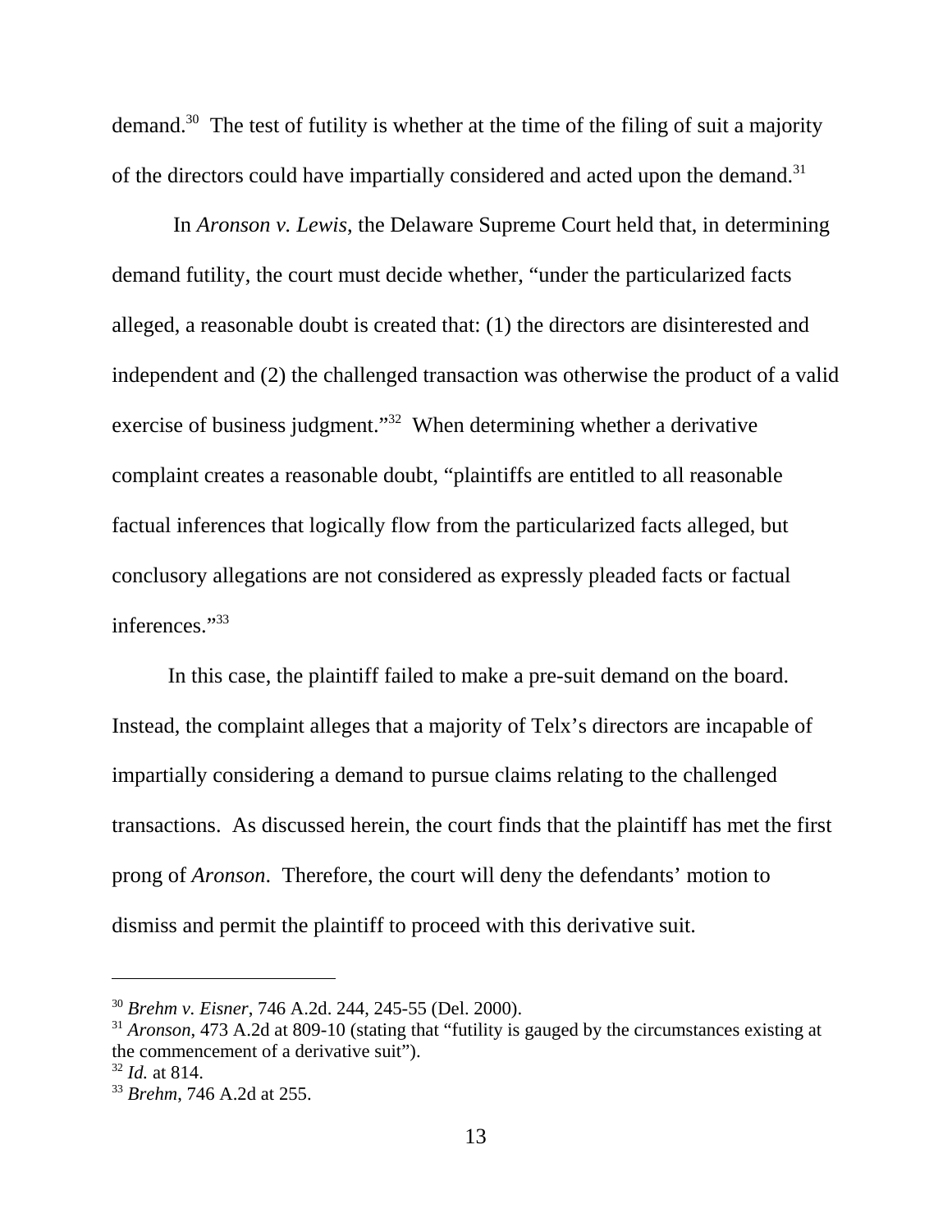demand.[30] The test of futility is whether at the time of the filing of suit a majority of the directors could have impartially considered and acted upon the demand.[31]

In *Aronson v. Lewis*, the Delaware Supreme Court held that, in determining demand futility, the court must decide whether, "under the particularized facts alleged, a reasonable doubt is created that: (1) the directors are disinterested and independent and (2) the challenged transaction was otherwise the product of a valid exercise of business judgment."[32] When determining whether a derivative complaint creates a reasonable doubt, "plaintiffs are entitled to all reasonable factual inferences that logically flow from the particularized facts alleged, but conclusory allegations are not considered as expressly pleaded facts or factual inferences."[33]

In this case, the plaintiff failed to make a pre-suit demand on the board. Instead, the complaint alleges that a majority of Telx's directors are incapable of impartially considering a demand to pursue claims relating to the challenged transactions. As discussed herein, the court finds that the plaintiff has met the first prong of *Aronson*. Therefore, the court will deny the defendants' motion to dismiss and permit the plaintiff to proceed with this derivative suit.

---

[30] *Brehm v. Eisner*, 746 A.2d. 244, 245-55 (Del. 2000).

[31] *Aronson*, 473 A.2d at 809-10 (stating that "futility is gauged by the circumstances existing at the commencement of a derivative suit").

[32] *Id.* at 814.

[33] *Brehm*, 746 A.2d at 255.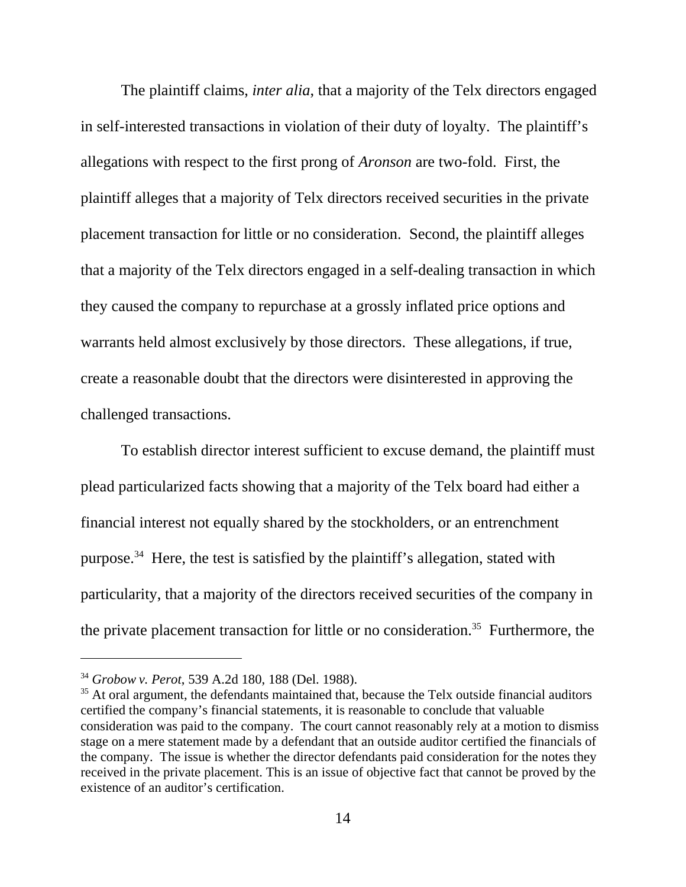The plaintiff claims, *inter alia*, that a majority of the Telx directors engaged in self-interested transactions in violation of their duty of loyalty. The plaintiff's allegations with respect to the first prong of *Aronson* are two-fold. First, the plaintiff alleges that a majority of Telx directors received securities in the private placement transaction for little or no consideration. Second, the plaintiff alleges that a majority of the Telx directors engaged in a self-dealing transaction in which they caused the company to repurchase at a grossly inflated price options and warrants held almost exclusively by those directors. These allegations, if true, create a reasonable doubt that the directors were disinterested in approving the challenged transactions.

To establish director interest sufficient to excuse demand, the plaintiff must plead particularized facts showing that a majority of the Telx board had either a financial interest not equally shared by the stockholders, or an entrenchment purpose.[34] Here, the test is satisfied by the plaintiff's allegation, stated with particularity, that a majority of the directors received securities of the company in the private placement transaction for little or no consideration.[35] Furthermore, the

---

[34] *Grobow v. Perot*, 539 A.2d 180, 188 (Del. 1988).

[35] At oral argument, the defendants maintained that, because the Telx outside financial auditors certified the company's financial statements, it is reasonable to conclude that valuable consideration was paid to the company. The court cannot reasonably rely at a motion to dismiss stage on a mere statement made by a defendant that an outside auditor certified the financials of the company. The issue is whether the director defendants paid consideration for the notes they received in the private placement. This is an issue of objective fact that cannot be proved by the existence of an auditor's certification.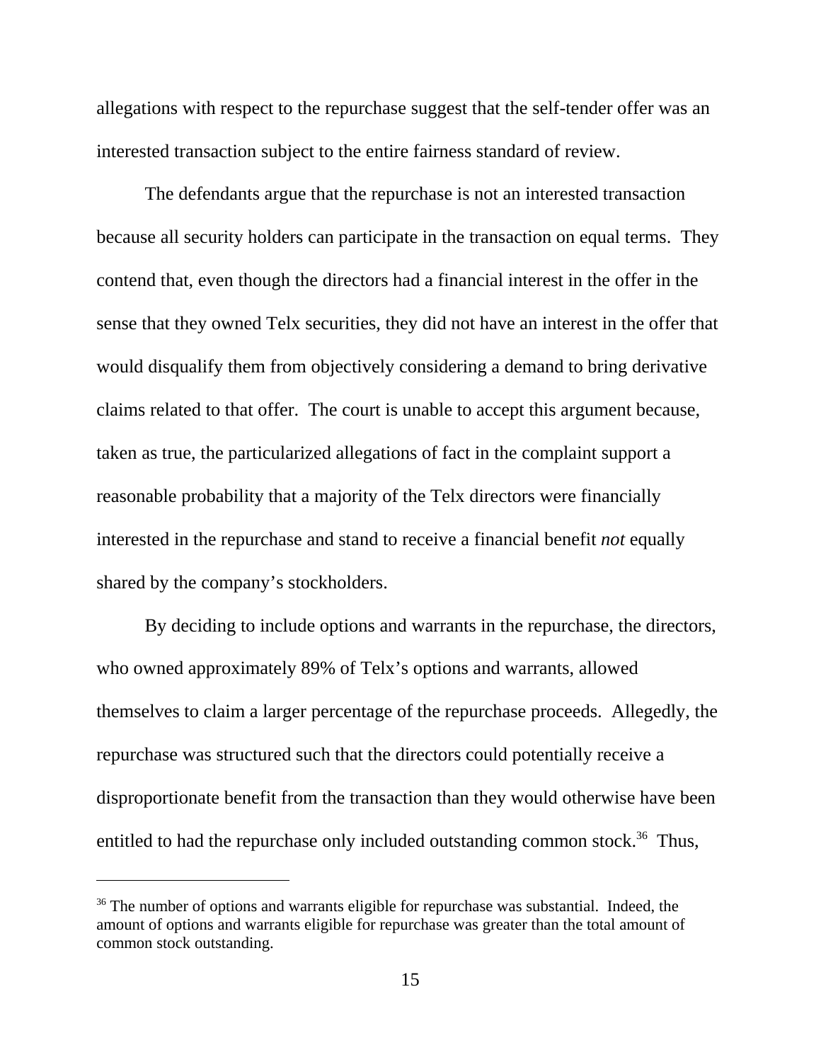allegations with respect to the repurchase suggest that the self-tender offer was an interested transaction subject to the entire fairness standard of review.

The defendants argue that the repurchase is not an interested transaction because all security holders can participate in the transaction on equal terms. They contend that, even though the directors had a financial interest in the offer in the sense that they owned Telx securities, they did not have an interest in the offer that would disqualify them from objectively considering a demand to bring derivative claims related to that offer. The court is unable to accept this argument because, taken as true, the particularized allegations of fact in the complaint support a reasonable probability that a majority of the Telx directors were financially interested in the repurchase and stand to receive a financial benefit *not* equally shared by the company's stockholders.

By deciding to include options and warrants in the repurchase, the directors, who owned approximately 89% of Telx's options and warrants, allowed themselves to claim a larger percentage of the repurchase proceeds. Allegedly, the repurchase was structured such that the directors could potentially receive a disproportionate benefit from the transaction than they would otherwise have been entitled to had the repurchase only included outstanding common stock.[36] Thus,

---

[36] The number of options and warrants eligible for repurchase was substantial. Indeed, the amount of options and warrants eligible for repurchase was greater than the total amount of common stock outstanding.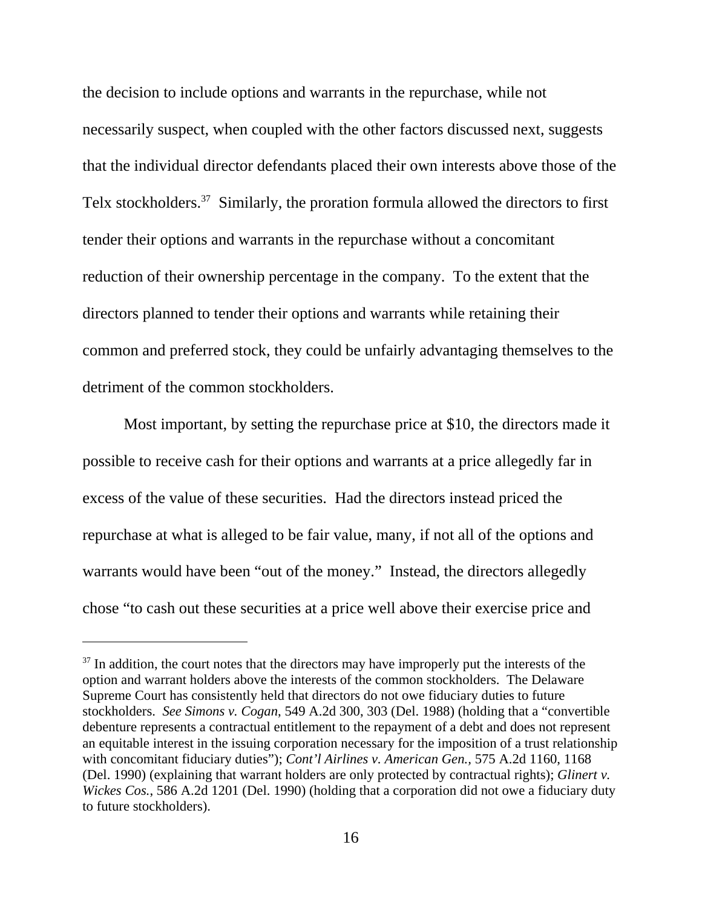the decision to include options and warrants in the repurchase, while not necessarily suspect, when coupled with the other factors discussed next, suggests that the individual director defendants placed their own interests above those of the Telx stockholders.[37] Similarly, the proration formula allowed the directors to first tender their options and warrants in the repurchase without a concomitant reduction of their ownership percentage in the company. To the extent that the directors planned to tender their options and warrants while retaining their common and preferred stock, they could be unfairly advantaging themselves to the detriment of the common stockholders.

Most important, by setting the repurchase price at $10, the directors made it possible to receive cash for their options and warrants at a price allegedly far in excess of the value of these securities. Had the directors instead priced the repurchase at what is alleged to be fair value, many, if not all of the options and warrants would have been "out of the money." Instead, the directors allegedly chose "to cash out these securities at a price well above their exercise price and

---

[37] In addition, the court notes that the directors may have improperly put the interests of the option and warrant holders above the interests of the common stockholders. The Delaware Supreme Court has consistently held that directors do not owe fiduciary duties to future stockholders. *See Simons v. Cogan*, 549 A.2d 300, 303 (Del. 1988) (holding that a "convertible debenture represents a contractual entitlement to the repayment of a debt and does not represent an equitable interest in the issuing corporation necessary for the imposition of a trust relationship with concomitant fiduciary duties"); *Cont'l Airlines v. American Gen.*, 575 A.2d 1160, 1168 (Del. 1990) (explaining that warrant holders are only protected by contractual rights); *Glinert v. Wickes Cos.*, 586 A.2d 1201 (Del. 1990) (holding that a corporation did not owe a fiduciary duty to future stockholders).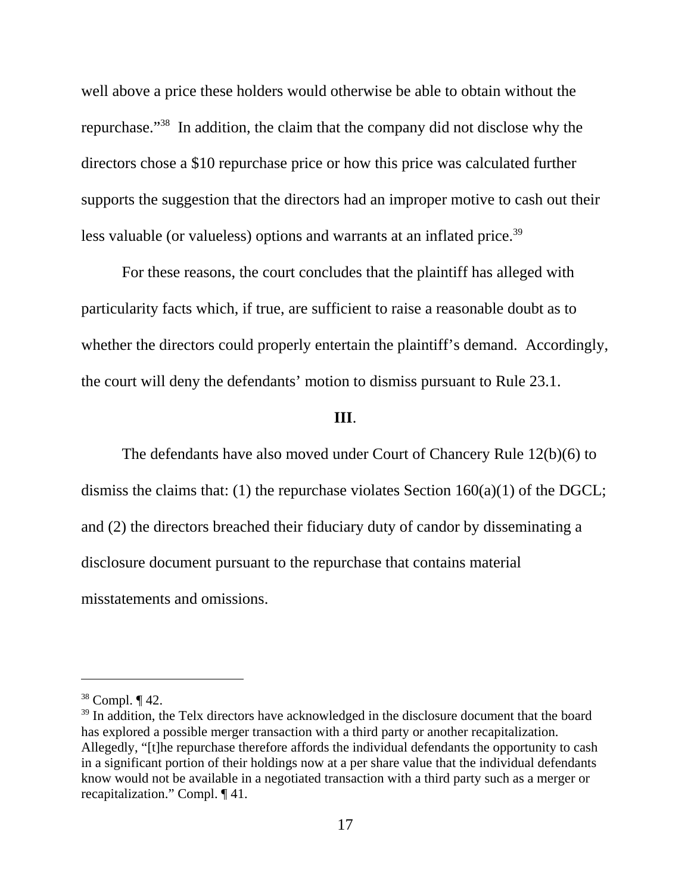well above a price these holders would otherwise be able to obtain without the repurchase."[38] In addition, the claim that the company did not disclose why the directors chose a $10 repurchase price or how this price was calculated further supports the suggestion that the directors had an improper motive to cash out their less valuable (or valueless) options and warrants at an inflated price.[39]

For these reasons, the court concludes that the plaintiff has alleged with particularity facts which, if true, are sufficient to raise a reasonable doubt as to whether the directors could properly entertain the plaintiff's demand. Accordingly, the court will deny the defendants' motion to dismiss pursuant to Rule 23.1.

## III.

The defendants have also moved under Court of Chancery Rule 12(b)(6) to dismiss the claims that: (1) the repurchase violates Section 160(a)(1) of the DGCL; and (2) the directors breached their fiduciary duty of candor by disseminating a disclosure document pursuant to the repurchase that contains material misstatements and omissions.

---

[38] Compl. ¶ 42.

[39] In addition, the Telx directors have acknowledged in the disclosure document that the board has explored a possible merger transaction with a third party or another recapitalization. Allegedly, "[t]he repurchase therefore affords the individual defendants the opportunity to cash in a significant portion of their holdings now at a per share value that the individual defendants know would not be available in a negotiated transaction with a third party such as a merger or recapitalization." Compl. ¶ 41.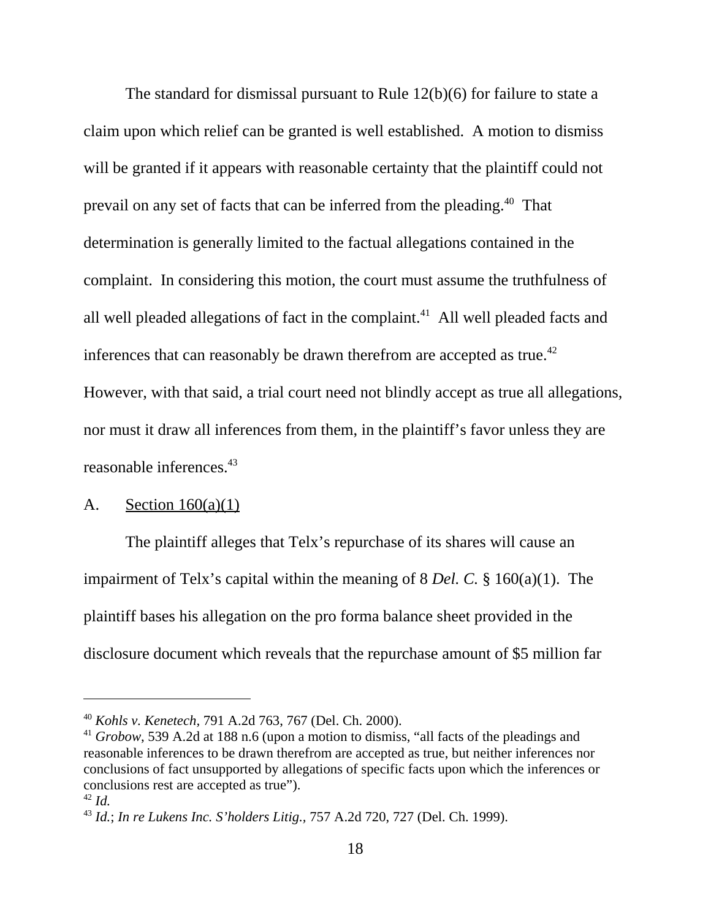The standard for dismissal pursuant to Rule 12(b)(6) for failure to state a claim upon which relief can be granted is well established. A motion to dismiss will be granted if it appears with reasonable certainty that the plaintiff could not prevail on any set of facts that can be inferred from the pleading.[40] That determination is generally limited to the factual allegations contained in the complaint. In considering this motion, the court must assume the truthfulness of all well pleaded allegations of fact in the complaint.[41] All well pleaded facts and inferences that can reasonably be drawn therefrom are accepted as true.[42] However, with that said, a trial court need not blindly accept as true all allegations, nor must it draw all inferences from them, in the plaintiff's favor unless they are reasonable inferences.[43]

A. <u>Section 160(a)(1)</u>

The plaintiff alleges that Telx's repurchase of its shares will cause an impairment of Telx's capital within the meaning of 8 *Del. C.* § 160(a)(1). The plaintiff bases his allegation on the pro forma balance sheet provided in the disclosure document which reveals that the repurchase amount of $5 million far

---

[40] *Kohls v. Kenetech*, 791 A.2d 763, 767 (Del. Ch. 2000).

[41] *Grobow*, 539 A.2d at 188 n.6 (upon a motion to dismiss, "all facts of the pleadings and reasonable inferences to be drawn therefrom are accepted as true, but neither inferences nor conclusions of fact unsupported by allegations of specific facts upon which the inferences or conclusions rest are accepted as true").

[42] *Id.*

[43] *Id.*; *In re Lukens Inc. S'holders Litig.*, 757 A.2d 720, 727 (Del. Ch. 1999).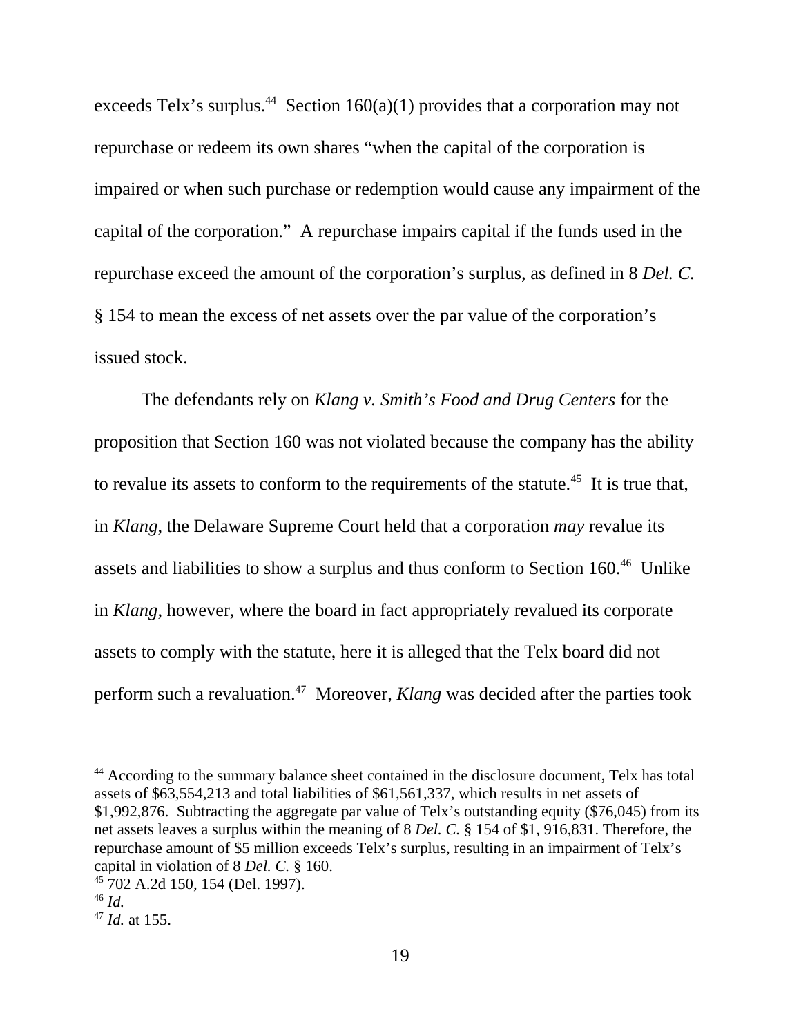exceeds Telx's surplus.[44] Section 160(a)(1) provides that a corporation may not repurchase or redeem its own shares "when the capital of the corporation is impaired or when such purchase or redemption would cause any impairment of the capital of the corporation." A repurchase impairs capital if the funds used in the repurchase exceed the amount of the corporation's surplus, as defined in 8 *Del. C.* § 154 to mean the excess of net assets over the par value of the corporation's issued stock.

The defendants rely on *Klang v. Smith's Food and Drug Centers* for the proposition that Section 160 was not violated because the company has the ability to revalue its assets to conform to the requirements of the statute.[45] It is true that, in *Klang*, the Delaware Supreme Court held that a corporation *may* revalue its assets and liabilities to show a surplus and thus conform to Section 160.[46] Unlike in *Klang*, however, where the board in fact appropriately revalued its corporate assets to comply with the statute, here it is alleged that the Telx board did not perform such a revaluation.[47] Moreover, *Klang* was decided after the parties took

---

[44] According to the summary balance sheet contained in the disclosure document, Telx has total assets of $63,554,213 and total liabilities of $61,561,337, which results in net assets of $1,992,876. Subtracting the aggregate par value of Telx's outstanding equity ($76,045) from its net assets leaves a surplus within the meaning of 8 *Del. C.* § 154 of $1, 916,831. Therefore, the repurchase amount of $5 million exceeds Telx's surplus, resulting in an impairment of Telx's capital in violation of 8 *Del. C.* § 160.

[45] 702 A.2d 150, 154 (Del. 1997).

[46] *Id.*

[47] *Id.* at 155.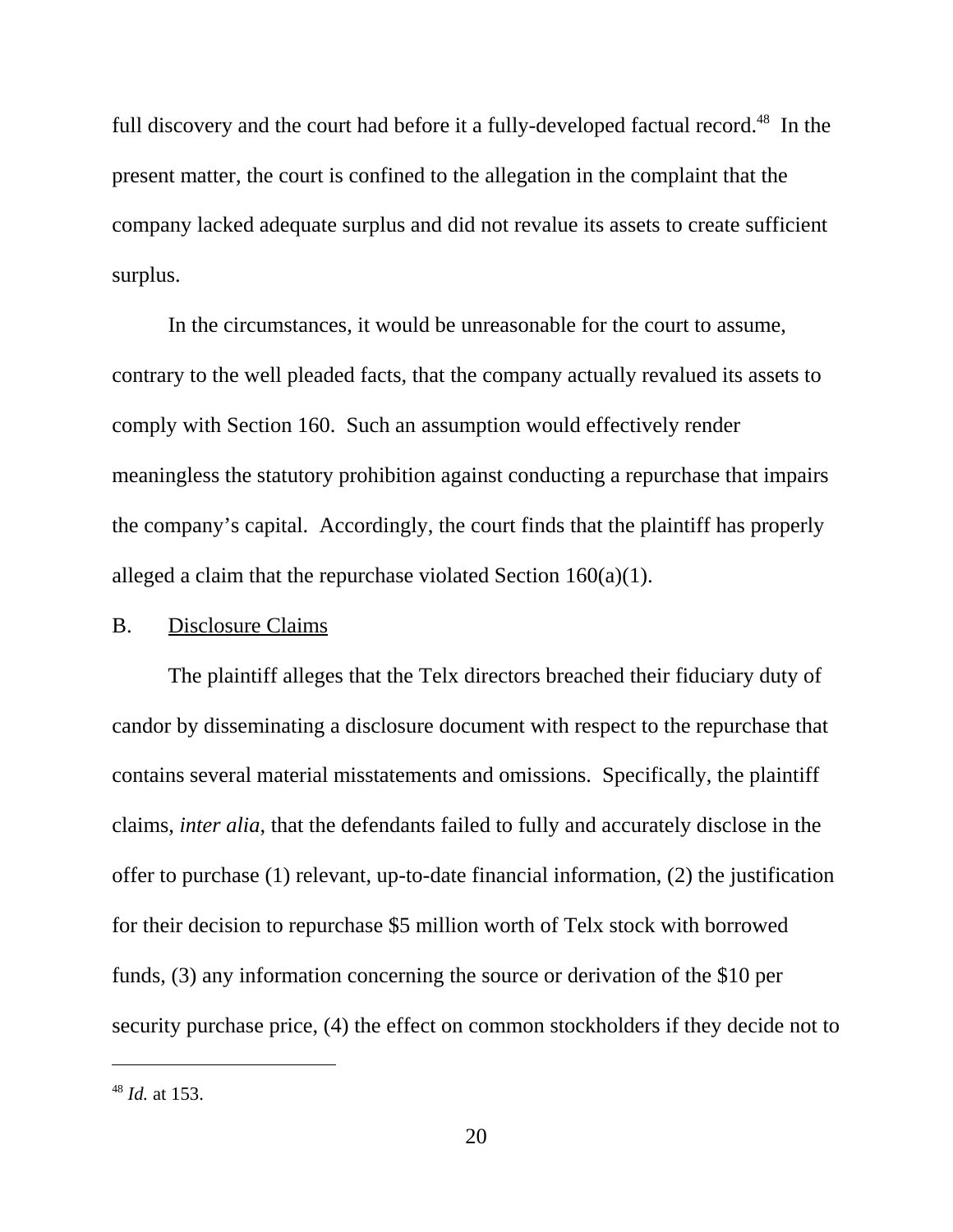full discovery and the court had before it a fully-developed factual record.[48] In the present matter, the court is confined to the allegation in the complaint that the company lacked adequate surplus and did not revalue its assets to create sufficient surplus.

In the circumstances, it would be unreasonable for the court to assume, contrary to the well pleaded facts, that the company actually revalued its assets to comply with Section 160. Such an assumption would effectively render meaningless the statutory prohibition against conducting a repurchase that impairs the company's capital. Accordingly, the court finds that the plaintiff has properly alleged a claim that the repurchase violated Section 160(a)(1).

## B. Disclosure Claims

The plaintiff alleges that the Telx directors breached their fiduciary duty of candor by disseminating a disclosure document with respect to the repurchase that contains several material misstatements and omissions. Specifically, the plaintiff claims, *inter alia*, that the defendants failed to fully and accurately disclose in the offer to purchase (1) relevant, up-to-date financial information, (2) the justification for their decision to repurchase $5 million worth of Telx stock with borrowed funds, (3) any information concerning the source or derivation of the $10 per security purchase price, (4) the effect on common stockholders if they decide not to

---

[48] *Id.* at 153.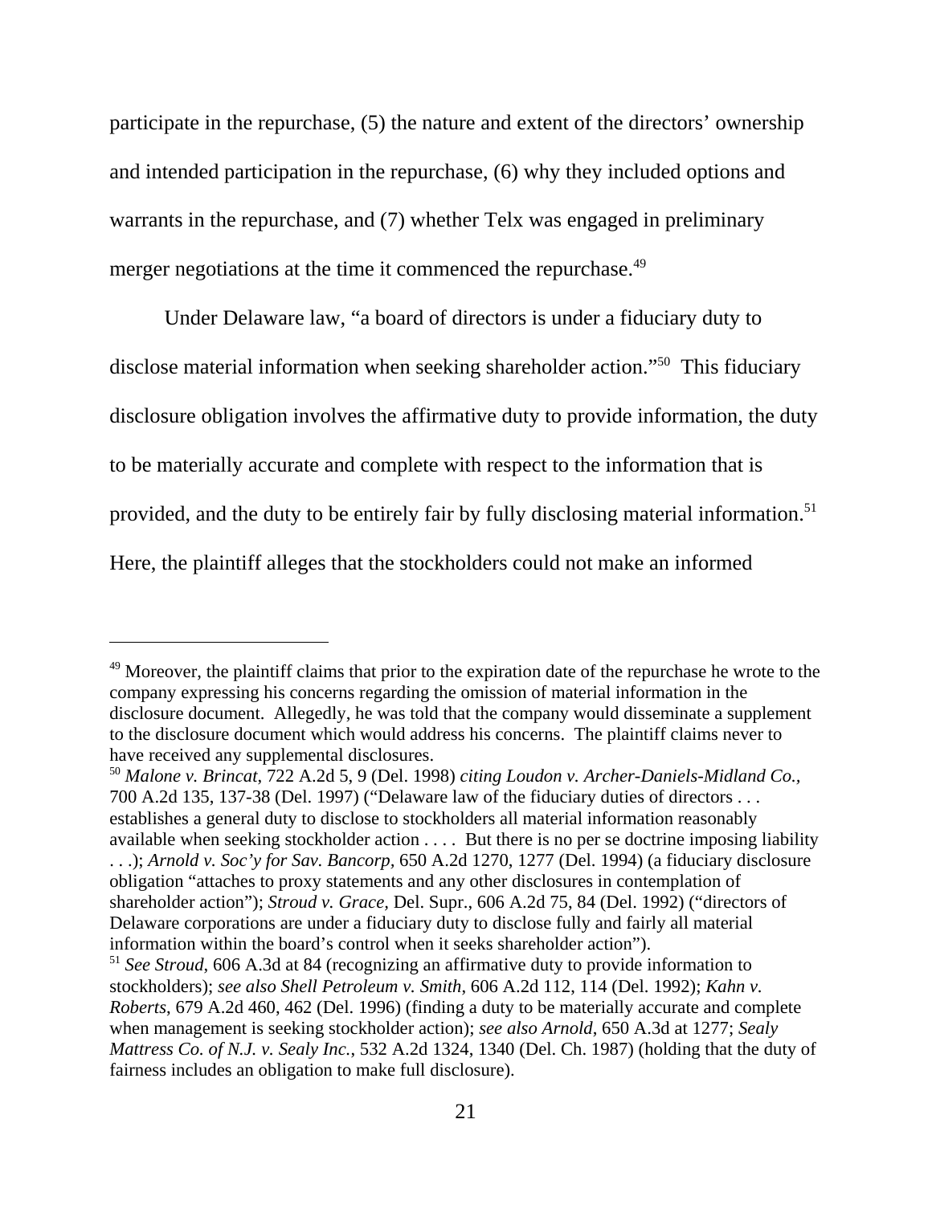participate in the repurchase, (5) the nature and extent of the directors' ownership and intended participation in the repurchase, (6) why they included options and warrants in the repurchase, and (7) whether Telx was engaged in preliminary merger negotiations at the time it commenced the repurchase.[49]

Under Delaware law, "a board of directors is under a fiduciary duty to disclose material information when seeking shareholder action."[50] This fiduciary disclosure obligation involves the affirmative duty to provide information, the duty to be materially accurate and complete with respect to the information that is provided, and the duty to be entirely fair by fully disclosing material information.[51] Here, the plaintiff alleges that the stockholders could not make an informed

---

[49] Moreover, the plaintiff claims that prior to the expiration date of the repurchase he wrote to the company expressing his concerns regarding the omission of material information in the disclosure document. Allegedly, he was told that the company would disseminate a supplement to the disclosure document which would address his concerns. The plaintiff claims never to have received any supplemental disclosures.

[50] *Malone v. Brincat*, 722 A.2d 5, 9 (Del. 1998) *citing Loudon v. Archer-Daniels-Midland Co.*, 700 A.2d 135, 137-38 (Del. 1997) ("Delaware law of the fiduciary duties of directors . . . establishes a general duty to disclose to stockholders all material information reasonably available when seeking stockholder action . . . . But there is no per se doctrine imposing liability . . .); *Arnold v. Soc'y for Sav. Bancorp*, 650 A.2d 1270, 1277 (Del. 1994) (a fiduciary disclosure obligation "attaches to proxy statements and any other disclosures in contemplation of shareholder action"); *Stroud v. Grace*, Del. Supr., 606 A.2d 75, 84 (Del. 1992) ("directors of Delaware corporations are under a fiduciary duty to disclose fully and fairly all material information within the board's control when it seeks shareholder action").

[51] *See Stroud*, 606 A.3d at 84 (recognizing an affirmative duty to provide information to stockholders); *see also Shell Petroleum v. Smith*, 606 A.2d 112, 114 (Del. 1992); *Kahn v. Roberts*, 679 A.2d 460, 462 (Del. 1996) (finding a duty to be materially accurate and complete when management is seeking stockholder action); *see also Arnold*, 650 A.3d at 1277; *Sealy Mattress Co. of N.J. v. Sealy Inc.*, 532 A.2d 1324, 1340 (Del. Ch. 1987) (holding that the duty of fairness includes an obligation to make full disclosure).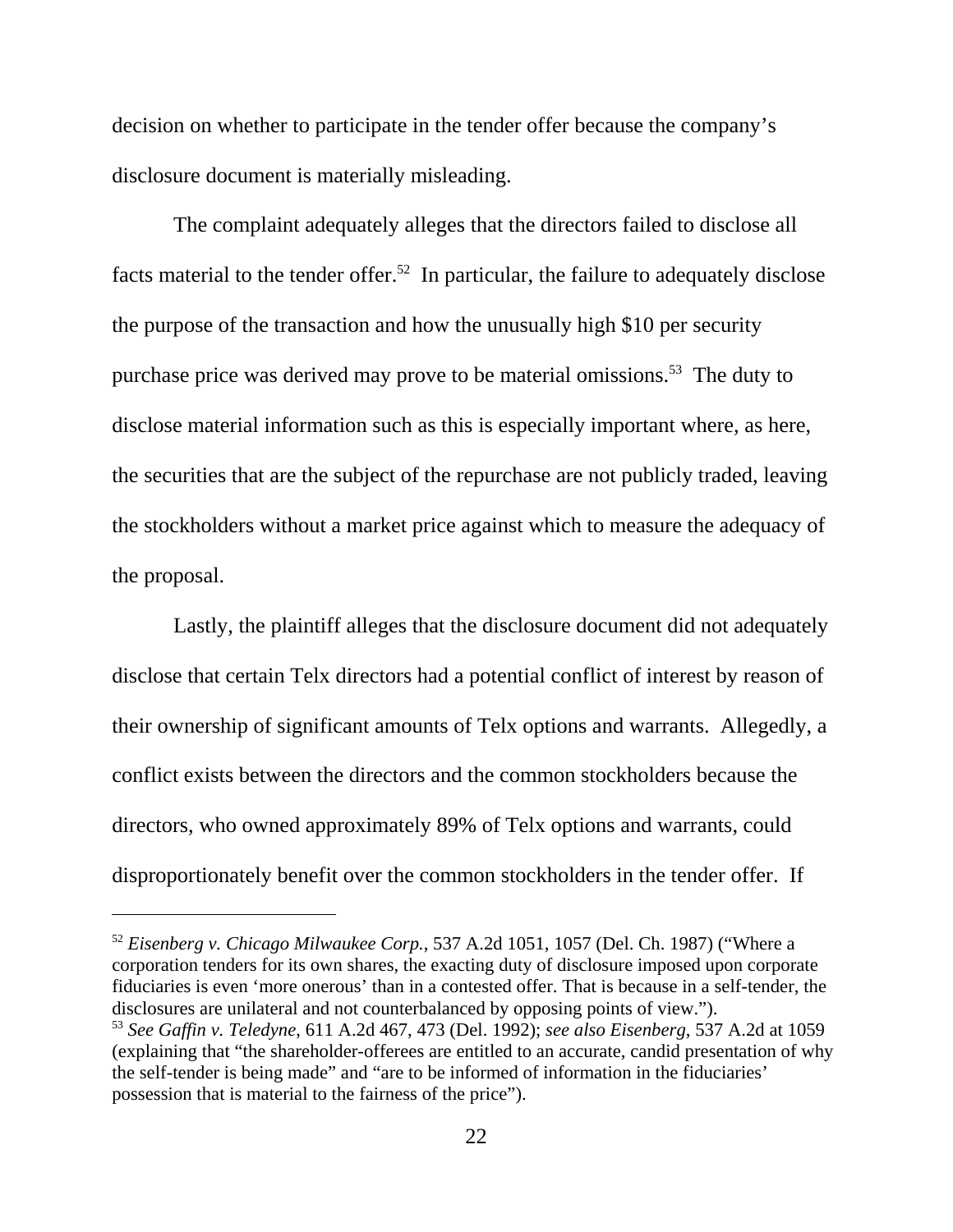decision on whether to participate in the tender offer because the company's disclosure document is materially misleading.

The complaint adequately alleges that the directors failed to disclose all facts material to the tender offer.[52] In particular, the failure to adequately disclose the purpose of the transaction and how the unusually high $10 per security purchase price was derived may prove to be material omissions.[53] The duty to disclose material information such as this is especially important where, as here, the securities that are the subject of the repurchase are not publicly traded, leaving the stockholders without a market price against which to measure the adequacy of the proposal.

Lastly, the plaintiff alleges that the disclosure document did not adequately disclose that certain Telx directors had a potential conflict of interest by reason of their ownership of significant amounts of Telx options and warrants. Allegedly, a conflict exists between the directors and the common stockholders because the directors, who owned approximately 89% of Telx options and warrants, could disproportionately benefit over the common stockholders in the tender offer. If

---

[52] *Eisenberg v. Chicago Milwaukee Corp.*, 537 A.2d 1051, 1057 (Del. Ch. 1987) ("Where a corporation tenders for its own shares, the exacting duty of disclosure imposed upon corporate fiduciaries is even 'more onerous' than in a contested offer. That is because in a self-tender, the disclosures are unilateral and not counterbalanced by opposing points of view.").

[53] *See Gaffin v. Teledyne*, 611 A.2d 467, 473 (Del. 1992); *see also Eisenberg*, 537 A.2d at 1059 (explaining that "the shareholder-offerees are entitled to an accurate, candid presentation of why the self-tender is being made" and "are to be informed of information in the fiduciaries' possession that is material to the fairness of the price").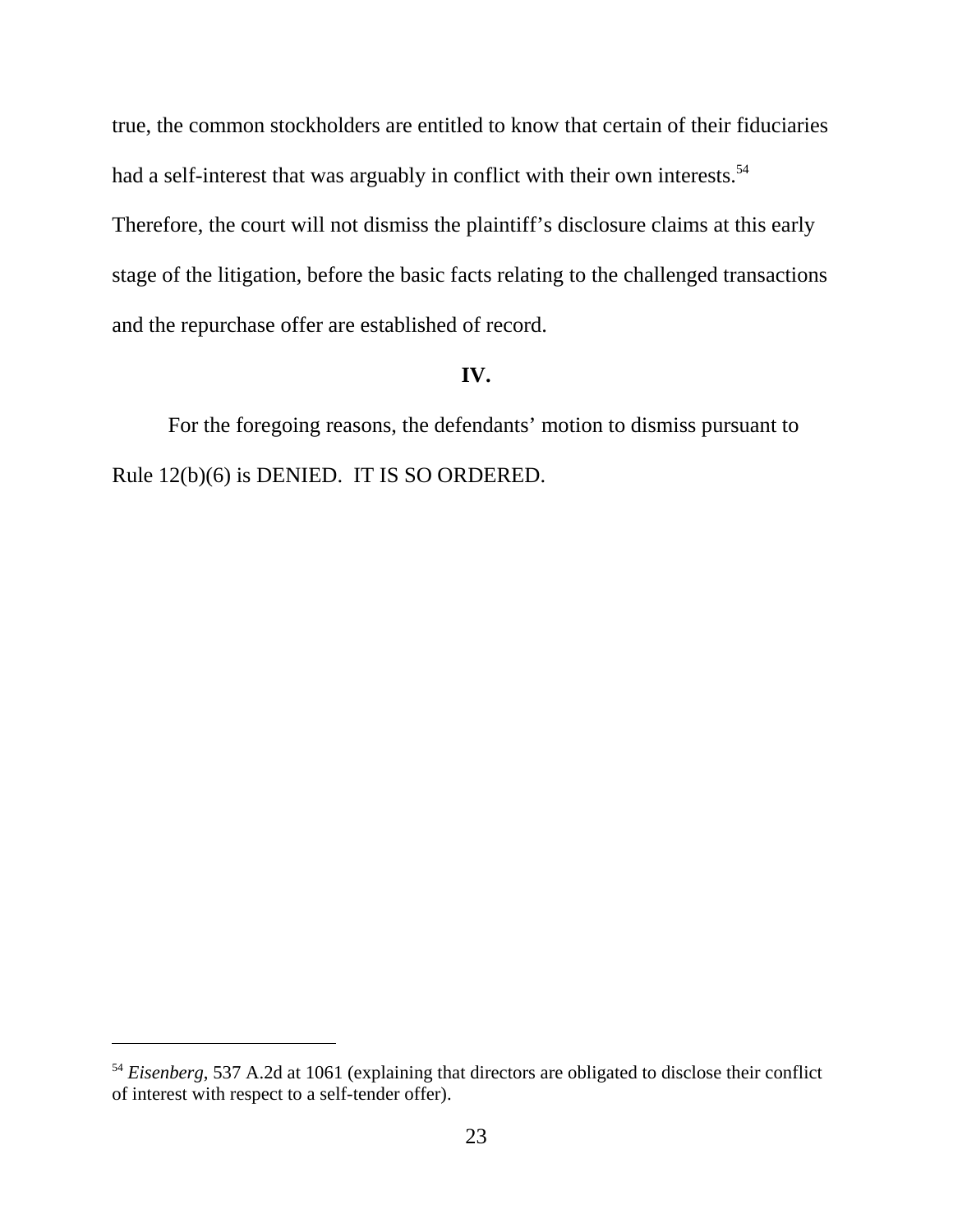true, the common stockholders are entitled to know that certain of their fiduciaries had a self-interest that was arguably in conflict with their own interests.[54] Therefore, the court will not dismiss the plaintiff's disclosure claims at this early stage of the litigation, before the basic facts relating to the challenged transactions and the repurchase offer are established of record.

**IV.**

For the foregoing reasons, the defendants' motion to dismiss pursuant to Rule 12(b)(6) is DENIED. IT IS SO ORDERED.

---

[54] *Eisenberg*, 537 A.2d at 1061 (explaining that directors are obligated to disclose their conflict of interest with respect to a self-tender offer).